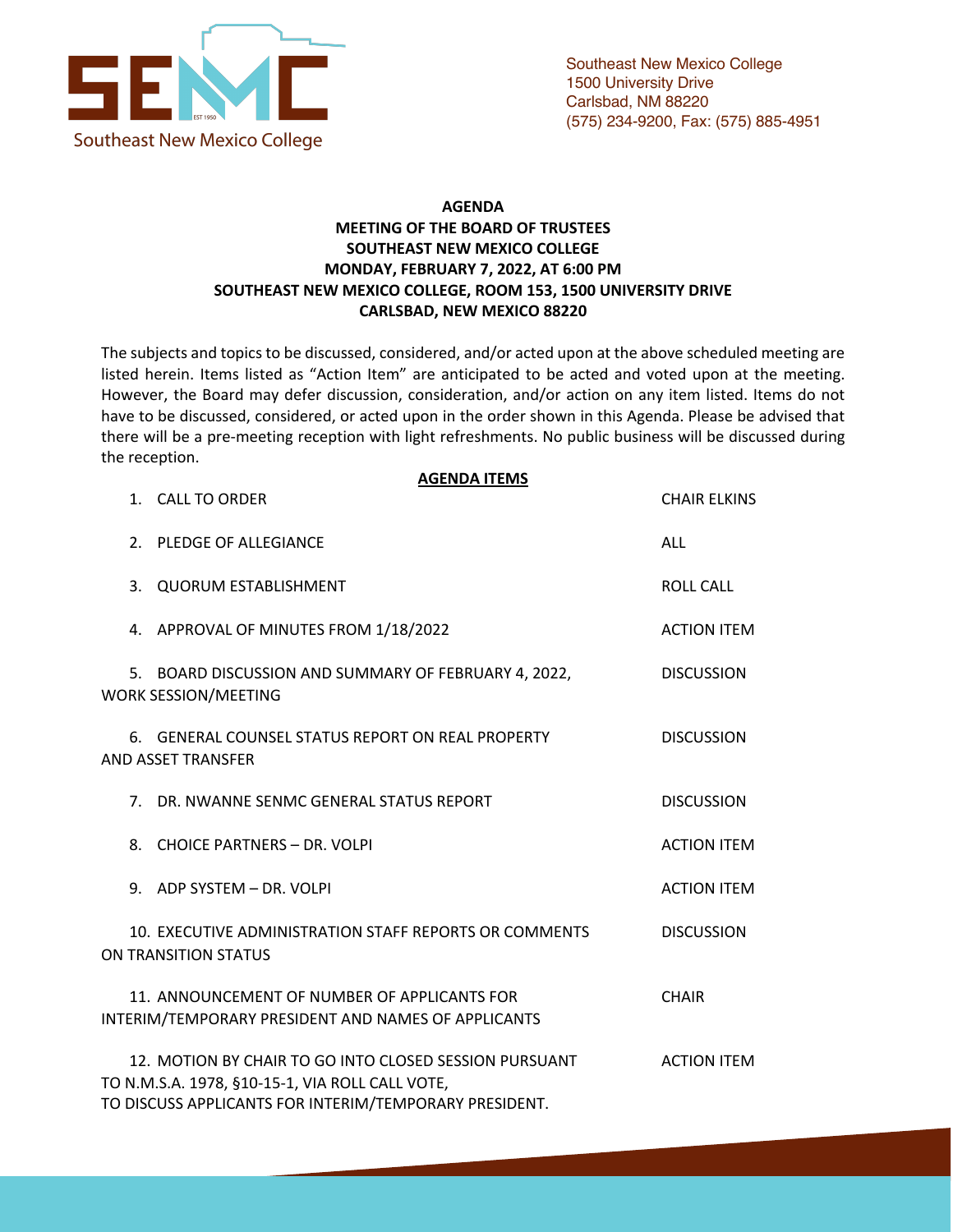Southeast New Mexico College
1500 University Drive
Carlsbad, NM 88220
(575) 234-9200, Fax: (575) 885-4951

**AGENDA**
**MEETING OF THE BOARD OF TRUSTEES**
**SOUTHEAST NEW MEXICO COLLEGE**
**MONDAY, FEBRUARY 7, 2022, AT 6:00 PM**
**SOUTHEAST NEW MEXICO COLLEGE, ROOM 153, 1500 UNIVERSITY DRIVE**
**CARLSBAD, NEW MEXICO 88220**

The subjects and topics to be discussed, considered, and/or acted upon at the above scheduled meeting are listed herein. Items listed as "Action Item" are anticipated to be acted and voted upon at the meeting. However, the Board may defer discussion, consideration, and/or action on any item listed. Items do not have to be discussed, considered, or acted upon in the order shown in this Agenda. Please be advised that there will be a pre-meeting reception with light refreshments. No public business will be discussed during the reception.

**AGENDA ITEMS**

| Item | |
|---|---|
| 1. CALL TO ORDER | CHAIR ELKINS |
| 2. PLEDGE OF ALLEGIANCE | ALL |
| 3. QUORUM ESTABLISHMENT | ROLL CALL |
| 4. APPROVAL OF MINUTES FROM 1/18/2022 | ACTION ITEM |
| 5. BOARD DISCUSSION AND SUMMARY OF FEBRUARY 4, 2022, WORK SESSION/MEETING | DISCUSSION |
| 6. GENERAL COUNSEL STATUS REPORT ON REAL PROPERTY AND ASSET TRANSFER | DISCUSSION |
| 7. DR. NWANNE SENMC GENERAL STATUS REPORT | DISCUSSION |
| 8. CHOICE PARTNERS – DR. VOLPI | ACTION ITEM |
| 9. ADP SYSTEM – DR. VOLPI | ACTION ITEM |
| 10. EXECUTIVE ADMINISTRATION STAFF REPORTS OR COMMENTS ON TRANSITION STATUS | DISCUSSION |
| 11. ANNOUNCEMENT OF NUMBER OF APPLICANTS FOR INTERIM/TEMPORARY PRESIDENT AND NAMES OF APPLICANTS | CHAIR |
| 12. MOTION BY CHAIR TO GO INTO CLOSED SESSION PURSUANT TO N.M.S.A. 1978, §10-15-1, VIA ROLL CALL VOTE, TO DISCUSS APPLICANTS FOR INTERIM/TEMPORARY PRESIDENT. | ACTION ITEM |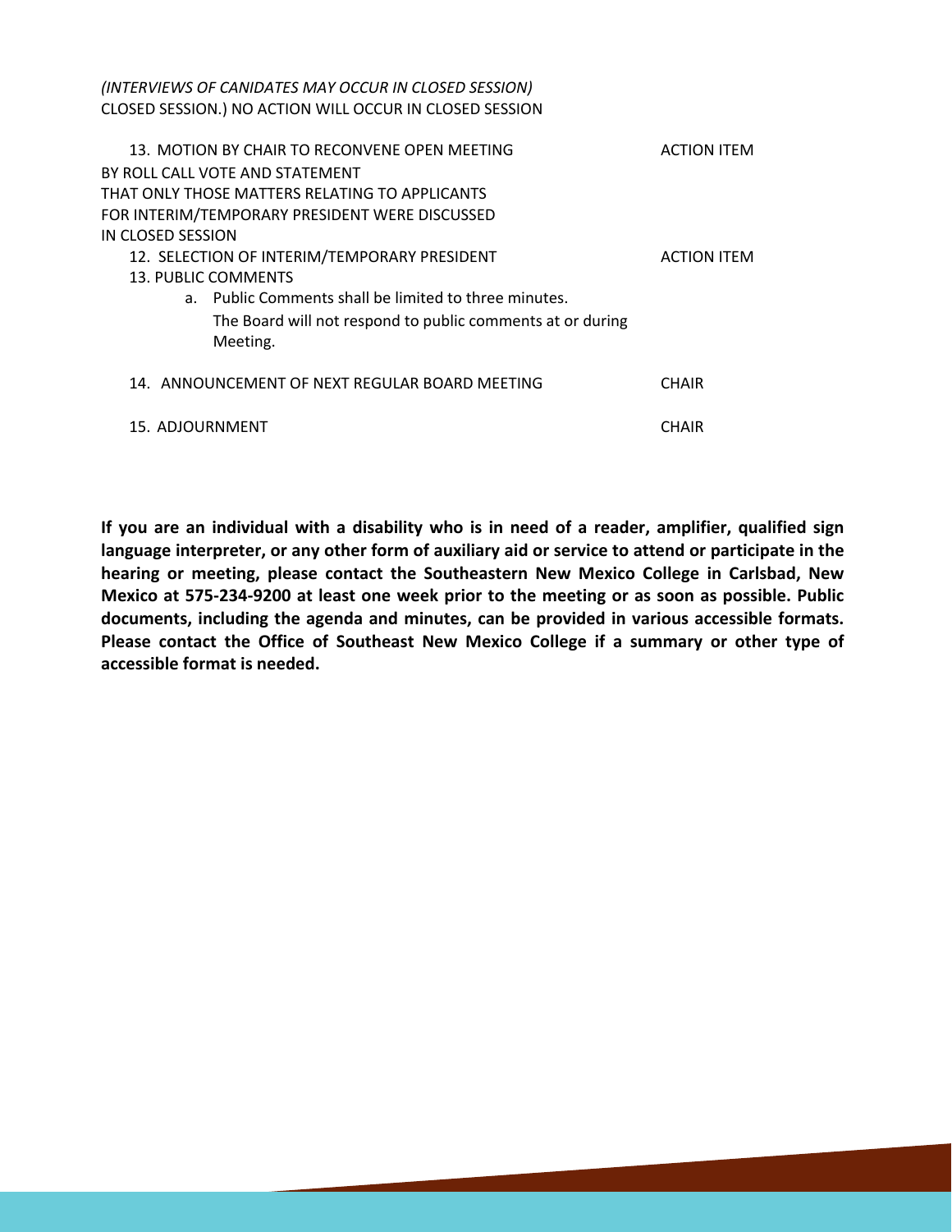*(INTERVIEWS OF CANIDATES MAY OCCUR IN CLOSED SESSION)*
CLOSED SESSION.) NO ACTION WILL OCCUR IN CLOSED SESSION

13. MOTION BY CHAIR TO RECONVENE OPEN MEETING BY ROLL CALL VOTE AND STATEMENT THAT ONLY THOSE MATTERS RELATING TO APPLICANTS FOR INTERIM/TEMPORARY PRESIDENT WERE DISCUSSED IN CLOSED SESSION — ACTION ITEM

12. SELECTION OF INTERIM/TEMPORARY PRESIDENT — ACTION ITEM

13. PUBLIC COMMENTS
    a. Public Comments shall be limited to three minutes.
       The Board will not respond to public comments at or during Meeting.

14. ANNOUNCEMENT OF NEXT REGULAR BOARD MEETING — CHAIR

15. ADJOURNMENT — CHAIR

**If you are an individual with a disability who is in need of a reader, amplifier, qualified sign language interpreter, or any other form of auxiliary aid or service to attend or participate in the hearing or meeting, please contact the Southeastern New Mexico College in Carlsbad, New Mexico at 575-234-9200 at least one week prior to the meeting or as soon as possible. Public documents, including the agenda and minutes, can be provided in various accessible formats. Please contact the Office of Southeast New Mexico College if a summary or other type of accessible format is needed.**